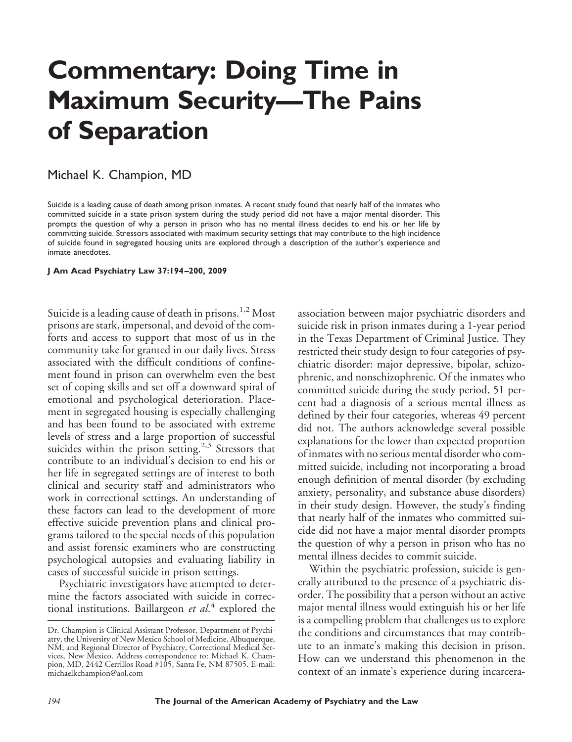# Commentary: Doing Time in Maximum Security—The Pains of Separation

Michael K. Champion, MD

Suicide is a leading cause of death among prison inmates. A recent study found that nearly half of the inmates who committed suicide in a state prison system during the study period did not have a major mental disorder. This prompts the question of why a person in prison who has no mental illness decides to end his or her life by committing suicide. Stressors associated with maximum security settings that may contribute to the high incidence of suicide found in segregated housing units are explored through a description of the author's experience and inmate anecdotes.

**J Am Acad Psychiatry Law 37:194–200, 2009**

Suicide is a leading cause of death in prisons.[1,2] Most prisons are stark, impersonal, and devoid of the comforts and access to support that most of us in the community take for granted in our daily lives. Stress associated with the difficult conditions of confinement found in prison can overwhelm even the best set of coping skills and set off a downward spiral of emotional and psychological deterioration. Placement in segregated housing is especially challenging and has been found to be associated with extreme levels of stress and a large proportion of successful suicides within the prison setting.[2,3] Stressors that contribute to an individual's decision to end his or her life in segregated settings are of interest to both clinical and security staff and administrators who work in correctional settings. An understanding of these factors can lead to the development of more effective suicide prevention plans and clinical programs tailored to the special needs of this population and assist forensic examiners who are constructing psychological autopsies and evaluating liability in cases of successful suicide in prison settings.

Psychiatric investigators have attempted to determine the factors associated with suicide in correctional institutions. Baillargeon *et al*.[4] explored the association between major psychiatric disorders and suicide risk in prison inmates during a 1-year period in the Texas Department of Criminal Justice. They restricted their study design to four categories of psychiatric disorder: major depressive, bipolar, schizophrenic, and nonschizophrenic. Of the inmates who committed suicide during the study period, 51 percent had a diagnosis of a serious mental illness as defined by their four categories, whereas 49 percent did not. The authors acknowledge several possible explanations for the lower than expected proportion of inmates with no serious mental disorder who committed suicide, including not incorporating a broad enough definition of mental disorder (by excluding anxiety, personality, and substance abuse disorders) in their study design. However, the study's finding that nearly half of the inmates who committed suicide did not have a major mental disorder prompts the question of why a person in prison who has no mental illness decides to commit suicide.

Within the psychiatric profession, suicide is generally attributed to the presence of a psychiatric disorder. The possibility that a person without an active major mental illness would extinguish his or her life is a compelling problem that challenges us to explore the conditions and circumstances that may contribute to an inmate's making this decision in prison. How can we understand this phenomenon in the context of an inmate's experience during incarcera-

Dr. Champion is Clinical Assistant Professor, Department of Psychiatry, the University of New Mexico School of Medicine, Albuquerque, NM, and Regional Director of Psychiatry, Correctional Medical Services, New Mexico. Address correspondence to: Michael K. Champion, MD, 2442 Cerrillos Road #105, Santa Fe, NM 87505. E-mail: michaelkchampion@aol.com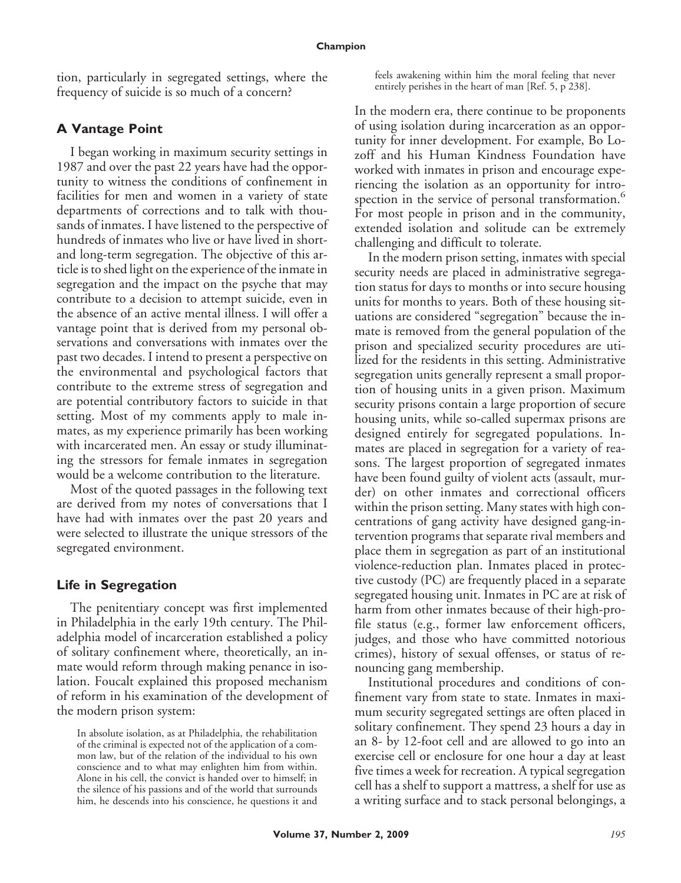tion, particularly in segregated settings, where the frequency of suicide is so much of a concern?

## A Vantage Point

I began working in maximum security settings in 1987 and over the past 22 years have had the opportunity to witness the conditions of confinement in facilities for men and women in a variety of state departments of corrections and to talk with thousands of inmates. I have listened to the perspective of hundreds of inmates who live or have lived in short- and long-term segregation. The objective of this article is to shed light on the experience of the inmate in segregation and the impact on the psyche that may contribute to a decision to attempt suicide, even in the absence of an active mental illness. I will offer a vantage point that is derived from my personal observations and conversations with inmates over the past two decades. I intend to present a perspective on the environmental and psychological factors that contribute to the extreme stress of segregation and are potential contributory factors to suicide in that setting. Most of my comments apply to male inmates, as my experience primarily has been working with incarcerated men. An essay or study illuminating the stressors for female inmates in segregation would be a welcome contribution to the literature.

Most of the quoted passages in the following text are derived from my notes of conversations that I have had with inmates over the past 20 years and were selected to illustrate the unique stressors of the segregated environment.

## Life in Segregation

The penitentiary concept was first implemented in Philadelphia in the early 19th century. The Philadelphia model of incarceration established a policy of solitary confinement where, theoretically, an inmate would reform through making penance in isolation. Foucalt explained this proposed mechanism of reform in his examination of the development of the modern prison system:

> In absolute isolation, as at Philadelphia, the rehabilitation of the criminal is expected not of the application of a common law, but of the relation of the individual to his own conscience and to what may enlighten him from within. Alone in his cell, the convict is handed over to himself; in the silence of his passions and of the world that surrounds him, he descends into his conscience, he questions it and feels awakening within him the moral feeling that never entirely perishes in the heart of man [Ref. 5, p 238].

In the modern era, there continue to be proponents of using isolation during incarceration as an opportunity for inner development. For example, Bo Lozoff and his Human Kindness Foundation have worked with inmates in prison and encourage experiencing the isolation as an opportunity for introspection in the service of personal transformation.[6] For most people in prison and in the community, extended isolation and solitude can be extremely challenging and difficult to tolerate.

In the modern prison setting, inmates with special security needs are placed in administrative segregation status for days to months or into secure housing units for months to years. Both of these housing situations are considered "segregation" because the inmate is removed from the general population of the prison and specialized security procedures are utilized for the residents in this setting. Administrative segregation units generally represent a small proportion of housing units in a given prison. Maximum security prisons contain a large proportion of secure housing units, while so-called supermax prisons are designed entirely for segregated populations. Inmates are placed in segregation for a variety of reasons. The largest proportion of segregated inmates have been found guilty of violent acts (assault, murder) on other inmates and correctional officers within the prison setting. Many states with high concentrations of gang activity have designed gang-intervention programs that separate rival members and place them in segregation as part of an institutional violence-reduction plan. Inmates placed in protective custody (PC) are frequently placed in a separate segregated housing unit. Inmates in PC are at risk of harm from other inmates because of their high-profile status (e.g., former law enforcement officers, judges, and those who have committed notorious crimes), history of sexual offenses, or status of renouncing gang membership.

Institutional procedures and conditions of confinement vary from state to state. Inmates in maximum security segregated settings are often placed in solitary confinement. They spend 23 hours a day in an 8- by 12-foot cell and are allowed to go into an exercise cell or enclosure for one hour a day at least five times a week for recreation. A typical segregation cell has a shelf to support a mattress, a shelf for use as a writing surface and to stack personal belongings, a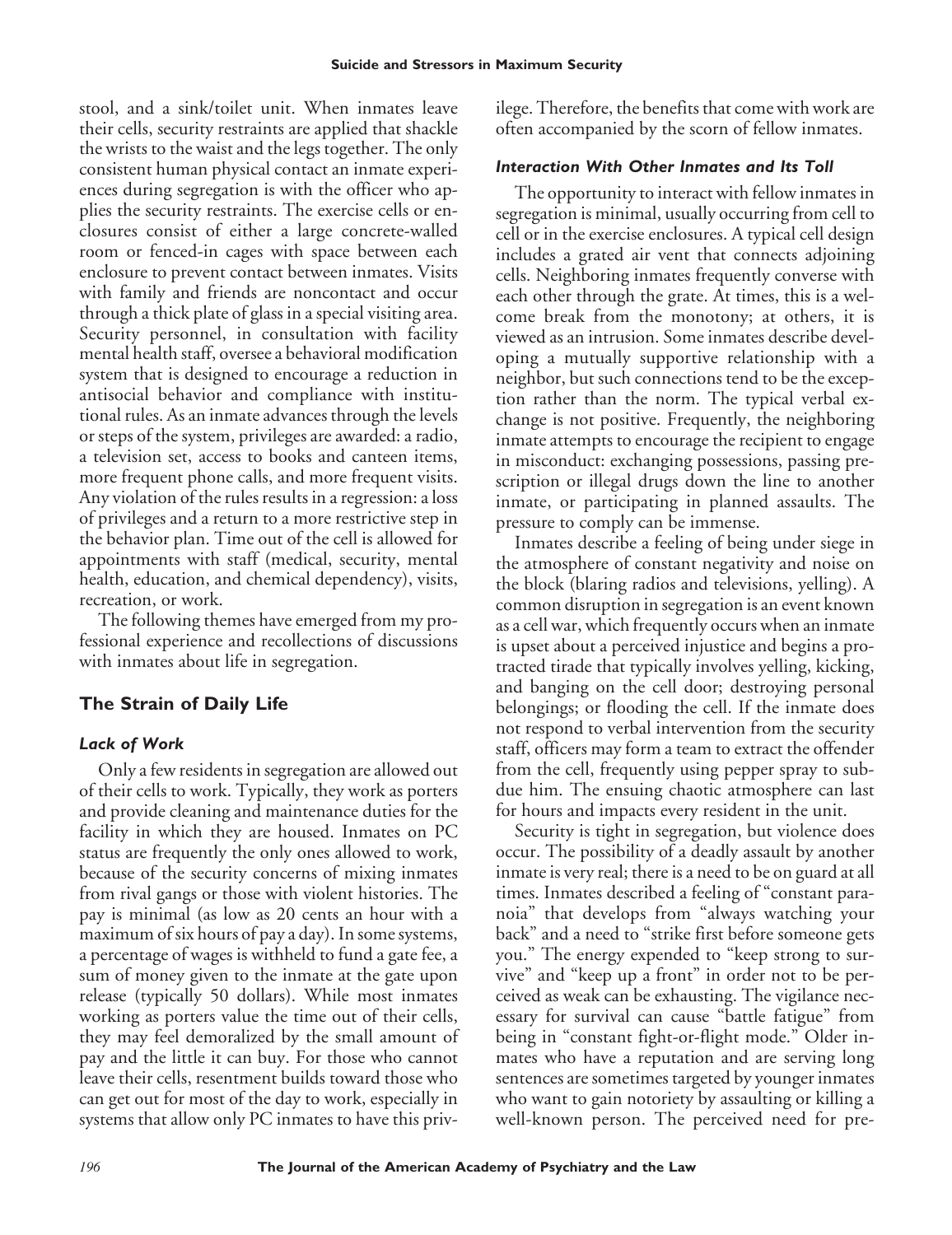stool, and a sink/toilet unit. When inmates leave their cells, security restraints are applied that shackle the wrists to the waist and the legs together. The only consistent human physical contact an inmate experiences during segregation is with the officer who applies the security restraints. The exercise cells or enclosures consist of either a large concrete-walled room or fenced-in cages with space between each enclosure to prevent contact between inmates. Visits with family and friends are noncontact and occur through a thick plate of glass in a special visiting area. Security personnel, in consultation with facility mental health staff, oversee a behavioral modification system that is designed to encourage a reduction in antisocial behavior and compliance with institutional rules. As an inmate advances through the levels or steps of the system, privileges are awarded: a radio, a television set, access to books and canteen items, more frequent phone calls, and more frequent visits. Any violation of the rules results in a regression: a loss of privileges and a return to a more restrictive step in the behavior plan. Time out of the cell is allowed for appointments with staff (medical, security, mental health, education, and chemical dependency), visits, recreation, or work.

The following themes have emerged from my professional experience and recollections of discussions with inmates about life in segregation.

## The Strain of Daily Life

### *Lack of Work*

Only a few residents in segregation are allowed out of their cells to work. Typically, they work as porters and provide cleaning and maintenance duties for the facility in which they are housed. Inmates on PC status are frequently the only ones allowed to work, because of the security concerns of mixing inmates from rival gangs or those with violent histories. The pay is minimal (as low as 20 cents an hour with a maximum of six hours of pay a day). In some systems, a percentage of wages is withheld to fund a gate fee, a sum of money given to the inmate at the gate upon release (typically 50 dollars). While most inmates working as porters value the time out of their cells, they may feel demoralized by the small amount of pay and the little it can buy. For those who cannot leave their cells, resentment builds toward those who can get out for most of the day to work, especially in systems that allow only PC inmates to have this privilege. Therefore, the benefits that come with work are often accompanied by the scorn of fellow inmates.

### *Interaction With Other Inmates and Its Toll*

The opportunity to interact with fellow inmates in segregation is minimal, usually occurring from cell to cell or in the exercise enclosures. A typical cell design includes a grated air vent that connects adjoining cells. Neighboring inmates frequently converse with each other through the grate. At times, this is a welcome break from the monotony; at others, it is viewed as an intrusion. Some inmates describe developing a mutually supportive relationship with a neighbor, but such connections tend to be the exception rather than the norm. The typical verbal exchange is not positive. Frequently, the neighboring inmate attempts to encourage the recipient to engage in misconduct: exchanging possessions, passing prescription or illegal drugs down the line to another inmate, or participating in planned assaults. The pressure to comply can be immense.

Inmates describe a feeling of being under siege in the atmosphere of constant negativity and noise on the block (blaring radios and televisions, yelling). A common disruption in segregation is an event known as a cell war, which frequently occurs when an inmate is upset about a perceived injustice and begins a protracted tirade that typically involves yelling, kicking, and banging on the cell door; destroying personal belongings; or flooding the cell. If the inmate does not respond to verbal intervention from the security staff, officers may form a team to extract the offender from the cell, frequently using pepper spray to subdue him. The ensuing chaotic atmosphere can last for hours and impacts every resident in the unit.

Security is tight in segregation, but violence does occur. The possibility of a deadly assault by another inmate is very real; there is a need to be on guard at all times. Inmates described a feeling of "constant paranoia" that develops from "always watching your back" and a need to "strike first before someone gets you." The energy expended to "keep strong to survive" and "keep up a front" in order not to be perceived as weak can be exhausting. The vigilance necessary for survival can cause "battle fatigue" from being in "constant fight-or-flight mode." Older inmates who have a reputation and are serving long sentences are sometimes targeted by younger inmates who want to gain notoriety by assaulting or killing a well-known person. The perceived need for pre-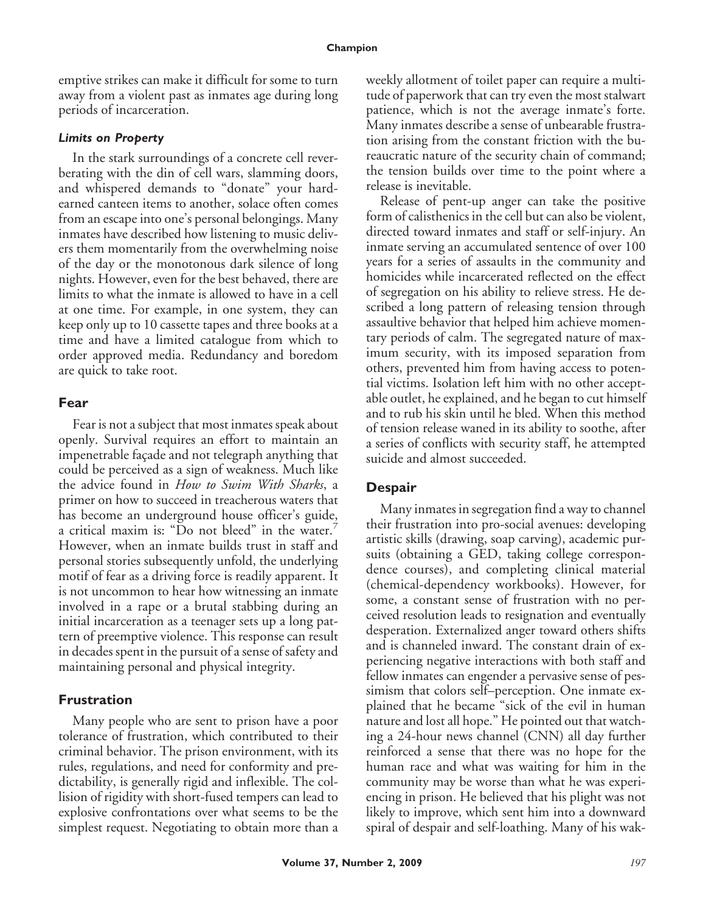emptive strikes can make it difficult for some to turn away from a violent past as inmates age during long periods of incarceration.

#### *Limits on Property*

In the stark surroundings of a concrete cell reverberating with the din of cell wars, slamming doors, and whispered demands to "donate" your hard-earned canteen items to another, solace often comes from an escape into one's personal belongings. Many inmates have described how listening to music delivers them momentarily from the overwhelming noise of the day or the monotonous dark silence of long nights. However, even for the best behaved, there are limits to what the inmate is allowed to have in a cell at one time. For example, in one system, they can keep only up to 10 cassette tapes and three books at a time and have a limited catalogue from which to order approved media. Redundancy and boredom are quick to take root.

### Fear

Fear is not a subject that most inmates speak about openly. Survival requires an effort to maintain an impenetrable façade and not telegraph anything that could be perceived as a sign of weakness. Much like the advice found in *How to Swim With Sharks*, a primer on how to succeed in treacherous waters that has become an underground house officer's guide, a critical maxim is: "Do not bleed" in the water.[7] However, when an inmate builds trust in staff and personal stories subsequently unfold, the underlying motif of fear as a driving force is readily apparent. It is not uncommon to hear how witnessing an inmate involved in a rape or a brutal stabbing during an initial incarceration as a teenager sets up a long pattern of preemptive violence. This response can result in decades spent in the pursuit of a sense of safety and maintaining personal and physical integrity.

### Frustration

Many people who are sent to prison have a poor tolerance of frustration, which contributed to their criminal behavior. The prison environment, with its rules, regulations, and need for conformity and predictability, is generally rigid and inflexible. The collision of rigidity with short-fused tempers can lead to explosive confrontations over what seems to be the simplest request. Negotiating to obtain more than a weekly allotment of toilet paper can require a multitude of paperwork that can try even the most stalwart patience, which is not the average inmate's forte. Many inmates describe a sense of unbearable frustration arising from the constant friction with the bureaucratic nature of the security chain of command; the tension builds over time to the point where a release is inevitable.

Release of pent-up anger can take the positive form of calisthenics in the cell but can also be violent, directed toward inmates and staff or self-injury. An inmate serving an accumulated sentence of over 100 years for a series of assaults in the community and homicides while incarcerated reflected on the effect of segregation on his ability to relieve stress. He described a long pattern of releasing tension through assaultive behavior that helped him achieve momentary periods of calm. The segregated nature of maximum security, with its imposed separation from others, prevented him from having access to potential victims. Isolation left him with no other acceptable outlet, he explained, and he began to cut himself and to rub his skin until he bled. When this method of tension release waned in its ability to soothe, after a series of conflicts with security staff, he attempted suicide and almost succeeded.

### Despair

Many inmates in segregation find a way to channel their frustration into pro-social avenues: developing artistic skills (drawing, soap carving), academic pursuits (obtaining a GED, taking college correspondence courses), and completing clinical material (chemical-dependency workbooks). However, for some, a constant sense of frustration with no perceived resolution leads to resignation and eventually desperation. Externalized anger toward others shifts and is channeled inward. The constant drain of experiencing negative interactions with both staff and fellow inmates can engender a pervasive sense of pessimism that colors self–perception. One inmate explained that he became "sick of the evil in human nature and lost all hope." He pointed out that watching a 24-hour news channel (CNN) all day further reinforced a sense that there was no hope for the human race and what was waiting for him in the community may be worse than what he was experiencing in prison. He believed that his plight was not likely to improve, which sent him into a downward spiral of despair and self-loathing. Many of his wak-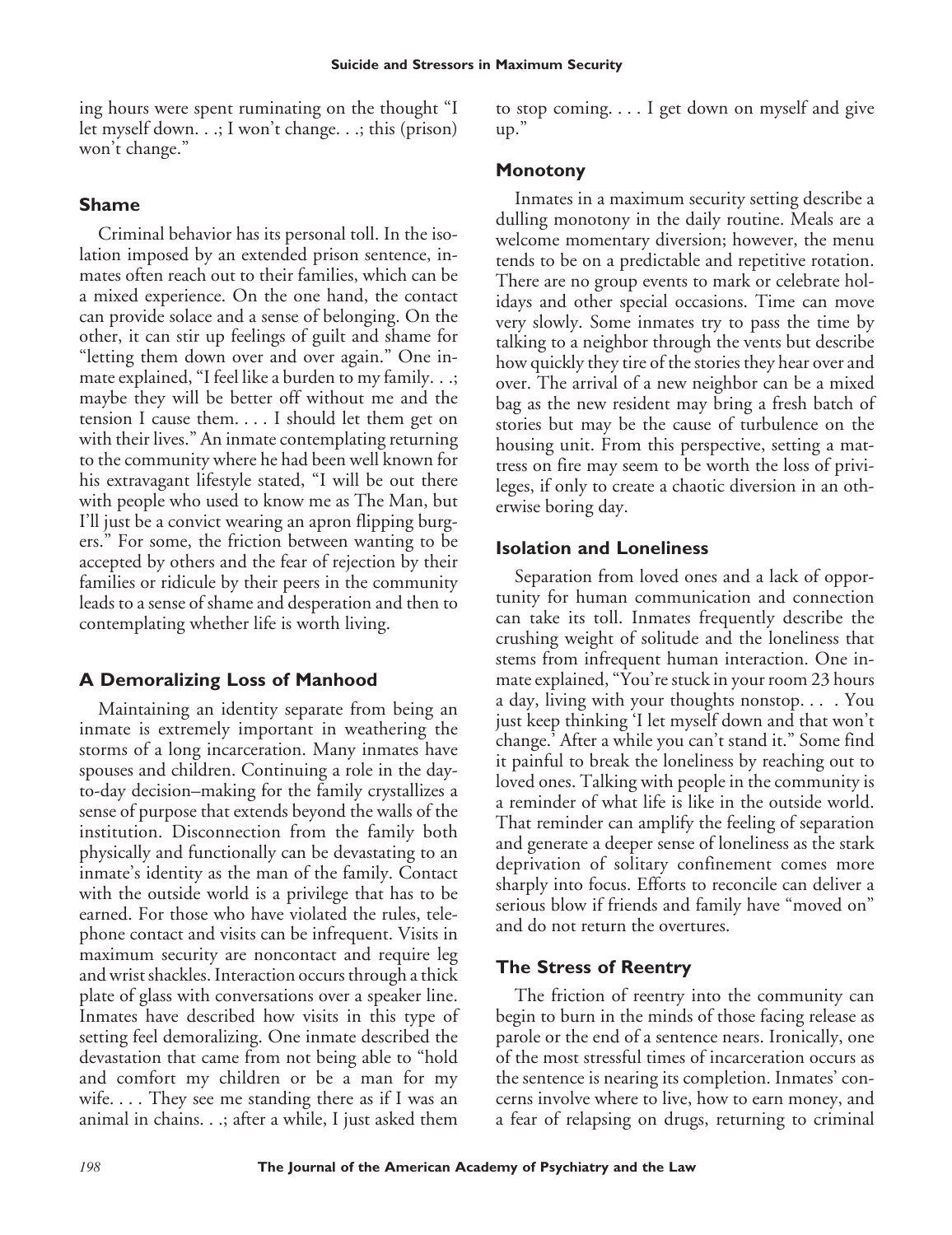ing hours were spent ruminating on the thought "I let myself down. . .; I won't change. . .; this (prison) won't change."

## Shame

Criminal behavior has its personal toll. In the isolation imposed by an extended prison sentence, inmates often reach out to their families, which can be a mixed experience. On the one hand, the contact can provide solace and a sense of belonging. On the other, it can stir up feelings of guilt and shame for "letting them down over and over again." One inmate explained, "I feel like a burden to my family. . .; maybe they will be better off without me and the tension I cause them. . . . I should let them get on with their lives." An inmate contemplating returning to the community where he had been well known for his extravagant lifestyle stated, "I will be out there with people who used to know me as The Man, but I'll just be a convict wearing an apron flipping burgers." For some, the friction between wanting to be accepted by others and the fear of rejection by their families or ridicule by their peers in the community leads to a sense of shame and desperation and then to contemplating whether life is worth living.

## A Demoralizing Loss of Manhood

Maintaining an identity separate from being an inmate is extremely important in weathering the storms of a long incarceration. Many inmates have spouses and children. Continuing a role in the day-to-day decision–making for the family crystallizes a sense of purpose that extends beyond the walls of the institution. Disconnection from the family both physically and functionally can be devastating to an inmate's identity as the man of the family. Contact with the outside world is a privilege that has to be earned. For those who have violated the rules, telephone contact and visits can be infrequent. Visits in maximum security are noncontact and require leg and wrist shackles. Interaction occurs through a thick plate of glass with conversations over a speaker line. Inmates have described how visits in this type of setting feel demoralizing. One inmate described the devastation that came from not being able to "hold and comfort my children or be a man for my wife. . . . They see me standing there as if I was an animal in chains. . .; after a while, I just asked them to stop coming. . . . I get down on myself and give up."

## Monotony

Inmates in a maximum security setting describe a dulling monotony in the daily routine. Meals are a welcome momentary diversion; however, the menu tends to be on a predictable and repetitive rotation. There are no group events to mark or celebrate holidays and other special occasions. Time can move very slowly. Some inmates try to pass the time by talking to a neighbor through the vents but describe how quickly they tire of the stories they hear over and over. The arrival of a new neighbor can be a mixed bag as the new resident may bring a fresh batch of stories but may be the cause of turbulence on the housing unit. From this perspective, setting a mattress on fire may seem to be worth the loss of privileges, if only to create a chaotic diversion in an otherwise boring day.

## Isolation and Loneliness

Separation from loved ones and a lack of opportunity for human communication and connection can take its toll. Inmates frequently describe the crushing weight of solitude and the loneliness that stems from infrequent human interaction. One inmate explained, "You're stuck in your room 23 hours a day, living with your thoughts nonstop. . . . You just keep thinking 'I let myself down and that won't change.' After a while you can't stand it." Some find it painful to break the loneliness by reaching out to loved ones. Talking with people in the community is a reminder of what life is like in the outside world. That reminder can amplify the feeling of separation and generate a deeper sense of loneliness as the stark deprivation of solitary confinement comes more sharply into focus. Efforts to reconcile can deliver a serious blow if friends and family have "moved on" and do not return the overtures.

## The Stress of Reentry

The friction of reentry into the community can begin to burn in the minds of those facing release as parole or the end of a sentence nears. Ironically, one of the most stressful times of incarceration occurs as the sentence is nearing its completion. Inmates' concerns involve where to live, how to earn money, and a fear of relapsing on drugs, returning to criminal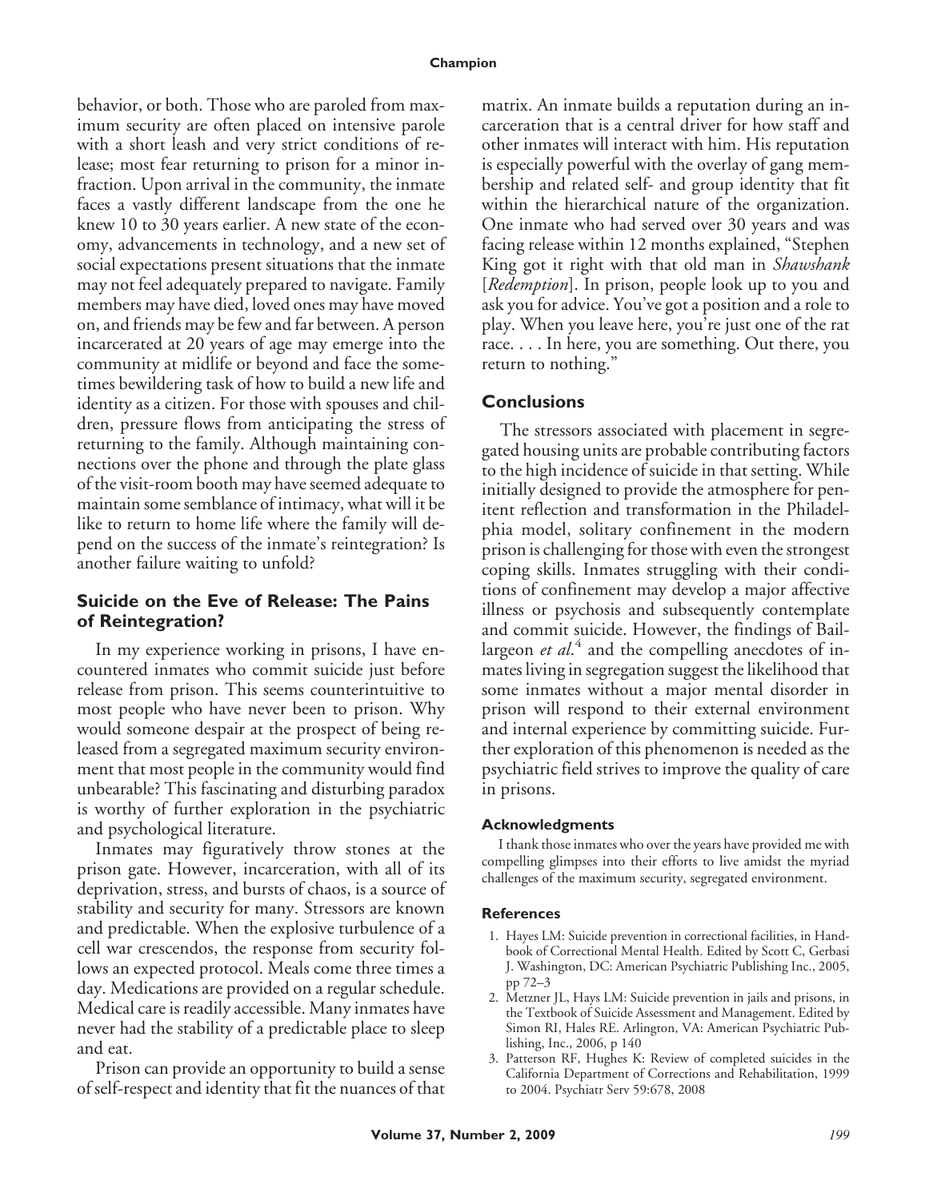behavior, or both. Those who are paroled from maximum security are often placed on intensive parole with a short leash and very strict conditions of release; most fear returning to prison for a minor infraction. Upon arrival in the community, the inmate faces a vastly different landscape from the one he knew 10 to 30 years earlier. A new state of the economy, advancements in technology, and a new set of social expectations present situations that the inmate may not feel adequately prepared to navigate. Family members may have died, loved ones may have moved on, and friends may be few and far between. A person incarcerated at 20 years of age may emerge into the community at midlife or beyond and face the sometimes bewildering task of how to build a new life and identity as a citizen. For those with spouses and children, pressure flows from anticipating the stress of returning to the family. Although maintaining connections over the phone and through the plate glass of the visit-room booth may have seemed adequate to maintain some semblance of intimacy, what will it be like to return to home life where the family will depend on the success of the inmate's reintegration? Is another failure waiting to unfold?

## Suicide on the Eve of Release: The Pains of Reintegration?

In my experience working in prisons, I have encountered inmates who commit suicide just before release from prison. This seems counterintuitive to most people who have never been to prison. Why would someone despair at the prospect of being released from a segregated maximum security environment that most people in the community would find unbearable? This fascinating and disturbing paradox is worthy of further exploration in the psychiatric and psychological literature.

Inmates may figuratively throw stones at the prison gate. However, incarceration, with all of its deprivation, stress, and bursts of chaos, is a source of stability and security for many. Stressors are known and predictable. When the explosive turbulence of a cell war crescendos, the response from security follows an expected protocol. Meals come three times a day. Medications are provided on a regular schedule. Medical care is readily accessible. Many inmates have never had the stability of a predictable place to sleep and eat.

Prison can provide an opportunity to build a sense of self-respect and identity that fit the nuances of that matrix. An inmate builds a reputation during an incarceration that is a central driver for how staff and other inmates will interact with him. His reputation is especially powerful with the overlay of gang membership and related self- and group identity that fit within the hierarchical nature of the organization. One inmate who had served over 30 years and was facing release within 12 months explained, "Stephen King got it right with that old man in *Shawshank* [*Redemption*]. In prison, people look up to you and ask you for advice. You've got a position and a role to play. When you leave here, you're just one of the rat race. . . . In here, you are something. Out there, you return to nothing."

## Conclusions

The stressors associated with placement in segregated housing units are probable contributing factors to the high incidence of suicide in that setting. While initially designed to provide the atmosphere for penitent reflection and transformation in the Philadelphia model, solitary confinement in the modern prison is challenging for those with even the strongest coping skills. Inmates struggling with their conditions of confinement may develop a major affective illness or psychosis and subsequently contemplate and commit suicide. However, the findings of Baillargeon *et al.*[4] and the compelling anecdotes of inmates living in segregation suggest the likelihood that some inmates without a major mental disorder in prison will respond to their external environment and internal experience by committing suicide. Further exploration of this phenomenon is needed as the psychiatric field strives to improve the quality of care in prisons.

### Acknowledgments

I thank those inmates who over the years have provided me with compelling glimpses into their efforts to live amidst the myriad challenges of the maximum security, segregated environment.

### References

1. Hayes LM: Suicide prevention in correctional facilities, in Handbook of Correctional Mental Health. Edited by Scott C, Gerbasi J. Washington, DC: American Psychiatric Publishing Inc., 2005, pp 72–3
2. Metzner JL, Hays LM: Suicide prevention in jails and prisons, in the Textbook of Suicide Assessment and Management. Edited by Simon RI, Hales RE. Arlington, VA: American Psychiatric Publishing, Inc., 2006, p 140
3. Patterson RF, Hughes K: Review of completed suicides in the California Department of Corrections and Rehabilitation, 1999 to 2004. Psychiatr Serv 59:678, 2008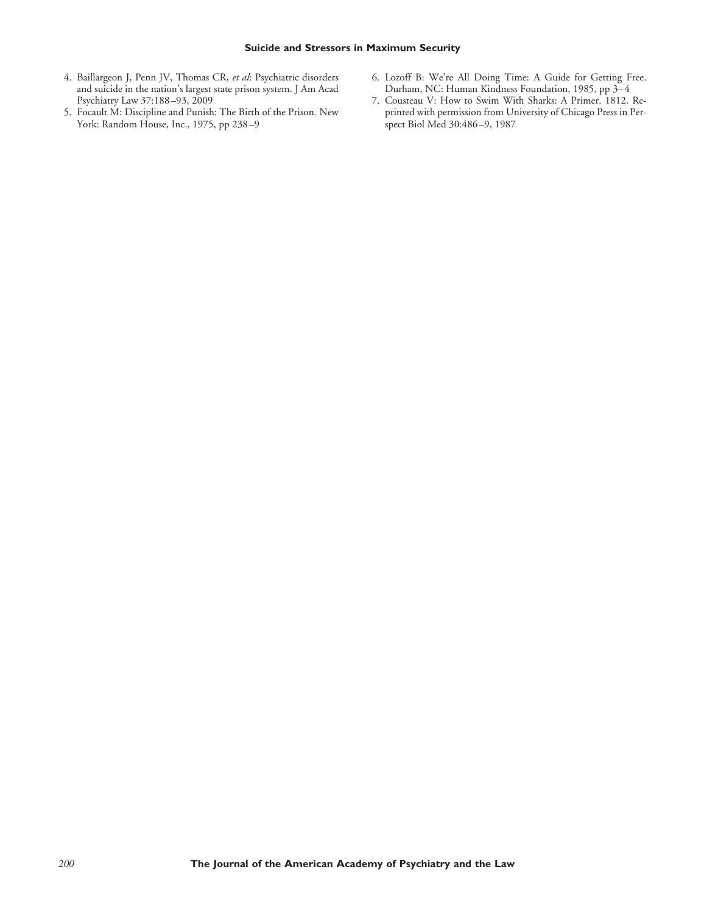4. Baillargeon J, Penn JV, Thomas CR, *et al*: Psychiatric disorders and suicide in the nation's largest state prison system. J Am Acad Psychiatry Law 37:188–93, 2009
5. Focault M: Discipline and Punish: The Birth of the Prison. New York: Random House, Inc., 1975, pp 238–9
6. Lozoff B: We're All Doing Time: A Guide for Getting Free. Durham, NC: Human Kindness Foundation, 1985, pp 3–4
7. Cousteau V: How to Swim With Sharks: A Primer. 1812. Reprinted with permission from University of Chicago Press in Perspect Biol Med 30:486–9, 1987